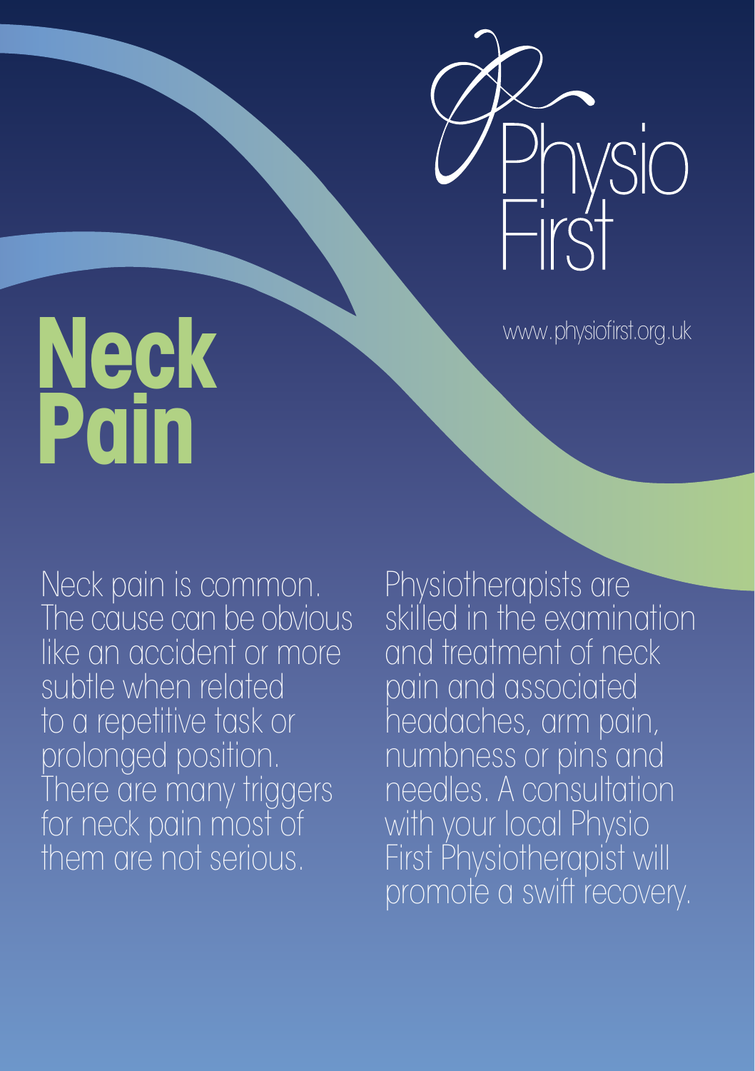Physio First

www.physiofirst.org.uk

# Neck Pain

Neck pain is common. The cause can be obvious like an accident or more subtle when related to a repetitive task or prolonged position. There are many triggers for neck pain most of them are not serious.

Physiotherapists are skilled in the examination and treatment of neck pain and associated headaches, arm pain, numbness or pins and needles. A consultation with your local Physio First Physiotherapist will promote a swift recovery.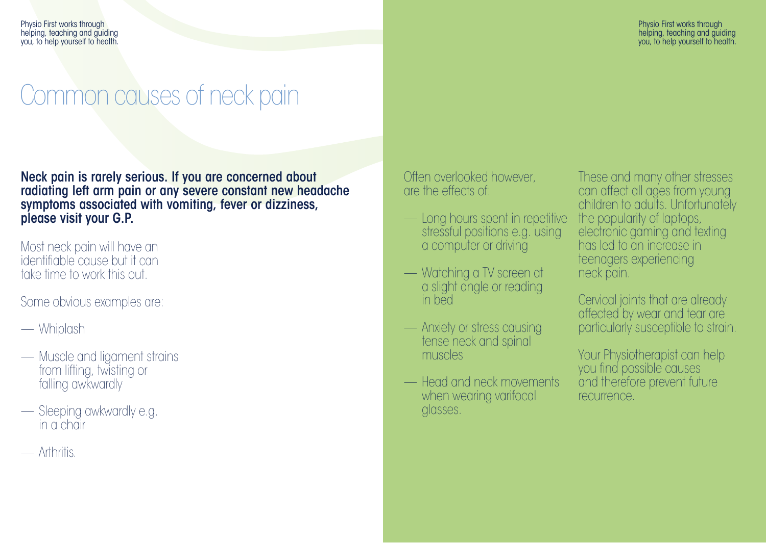# Common causes of neck pain

**Neck pain is rarely serious. If you are concerned about radiating left arm pain or any severe constant new headache symptoms associated with vomiting, fever or dizziness, please visit your G.P.**

Most neck pain will have an identifiable cause but it can take time to work this out.

Some obvious examples are:

- Whiplash
- Muscle and ligament strains from lifting, twisting or falling awkwardly
- Sleeping awkwardly e.g. in a chair
- Arthritis.

Often overlooked however, are the effects of:

- Long hours spent in repetitive stressful positions e.g. using a computer or driving
- Watching a TV screen at a slight angle or reading in bed
- Anxiety or stress causing tense neck and spinal muscles
- Head and neck movements when wearing varifocal glasses.

These and many other stresses can affect all ages from young children to adults. Unfortunately the popularity of laptops, electronic gaming and texting has led to an increase in teenagers experiencing neck pain.

Cervical joints that are already affected by wear and tear are particularly susceptible to strain.

Your Physiotherapist can help you find possible causes and therefore prevent future recurrence.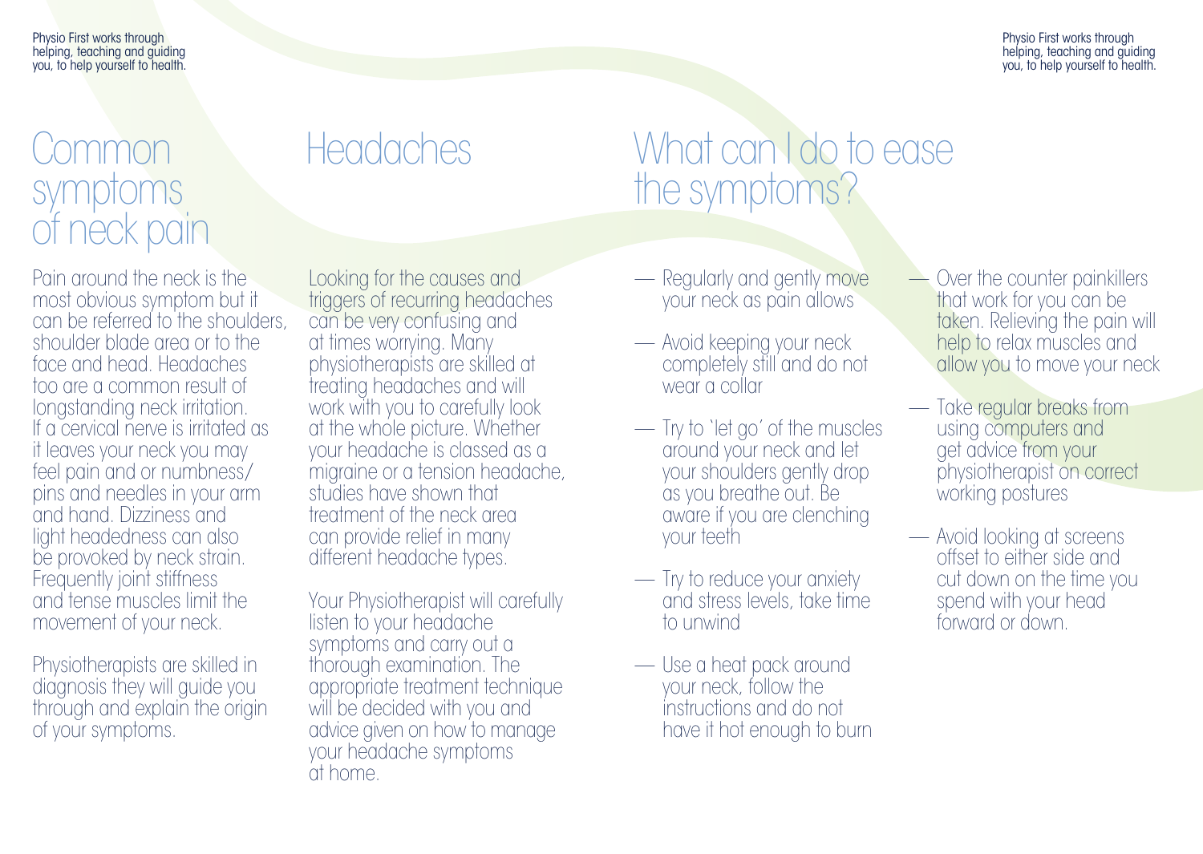# Common symptoms of neck pain

Pain around the neck is the most obvious symptom but it can be referred to the shoulders, shoulder blade area or to the face and head. Headaches too are a common result of longstanding neck irritation. If a cervical nerve is irritated as it leaves your neck you may feel pain and or numbness/ pins and needles in your arm and hand. Dizziness and light headedness can also be provoked by neck strain. Frequently joint stiffness and tense muscles limit the movement of your neck.

Physiotherapists are skilled in diagnosis they will guide you through and explain the origin of your symptoms.

# Headaches

Looking for the causes and triggers of recurring headaches can be very confusing and at times worrying. Many physiotherapists are skilled at treating headaches and will work with you to carefully look at the whole picture. Whether your headache is classed as a migraine or a tension headache, studies have shown that treatment of the neck area can provide relief in many different headache types.

Your Physiotherapist will carefully listen to your headache symptoms and carry out a thorough examination. The appropriate treatment technique will be decided with you and advice given on how to manage your headache symptoms at home.

# What can I do to ease the symptoms?

— Regularly and gently move your neck as pain allows

— Avoid keeping your neck completely still and do not wear a collar

— Try to 'let go' of the muscles around your neck and let your shoulders gently drop as you breathe out. Be aware if you are clenching your teeth

— Try to reduce your anxiety and stress levels, take time to unwind

— Use a heat pack around your neck, follow the instructions and do not have it hot enough to burn

— Over the counter painkillers that work for you can be taken. Relieving the pain will help to relax muscles and allow you to move your neck

— Take regular breaks from using computers and get advice from your physiotherapist on correct working postures

— Avoid looking at screens offset to either side and cut down on the time you spend with your head forward or down.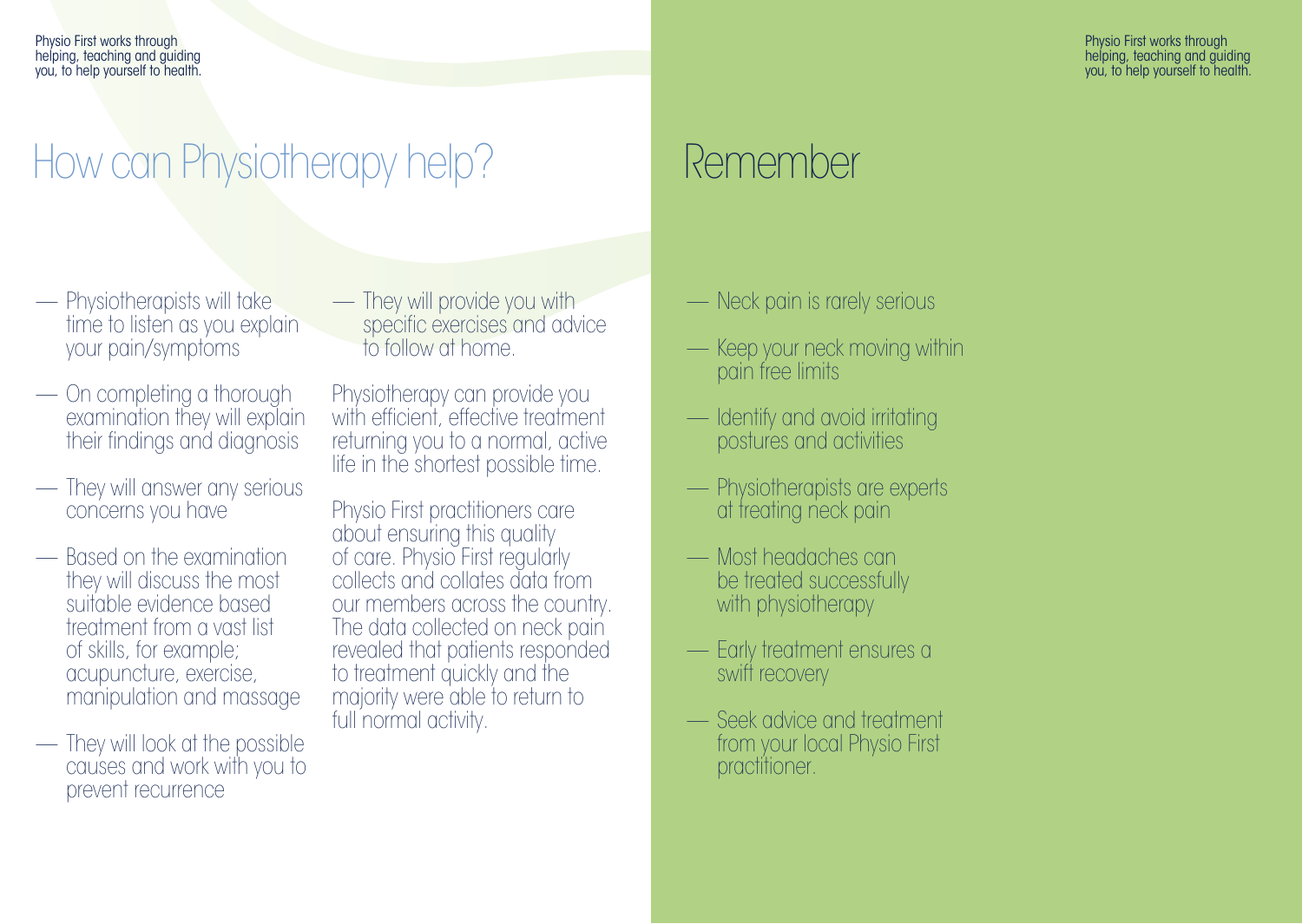# How can Physiotherapy help?

- Physiotherapists will take time to listen as you explain your pain/symptoms
- On completing a thorough examination they will explain their findings and diagnosis
- They will answer any serious concerns you have
- Based on the examination they will discuss the most suitable evidence based treatment from a vast list of skills, for example; acupuncture, exercise, manipulation and massage
- They will look at the possible causes and work with you to prevent recurrence
- They will provide you with specific exercises and advice to follow at home.

Physiotherapy can provide you with efficient, effective treatment returning you to a normal, active life in the shortest possible time.

Physio First practitioners care about ensuring this quality of care. Physio First regularly collects and collates data from our members across the country. The data collected on neck pain revealed that patients responded to treatment quickly and the majority were able to return to full normal activity.

# Remember

- Neck pain is rarely serious
- Keep your neck moving within pain free limits
- Identify and avoid irritating postures and activities
- Physiotherapists are experts at treating neck pain
- Most headaches can be treated successfully with physiotherapy
- Early treatment ensures a swift recovery
- Seek advice and treatment from your local Physio First practitioner.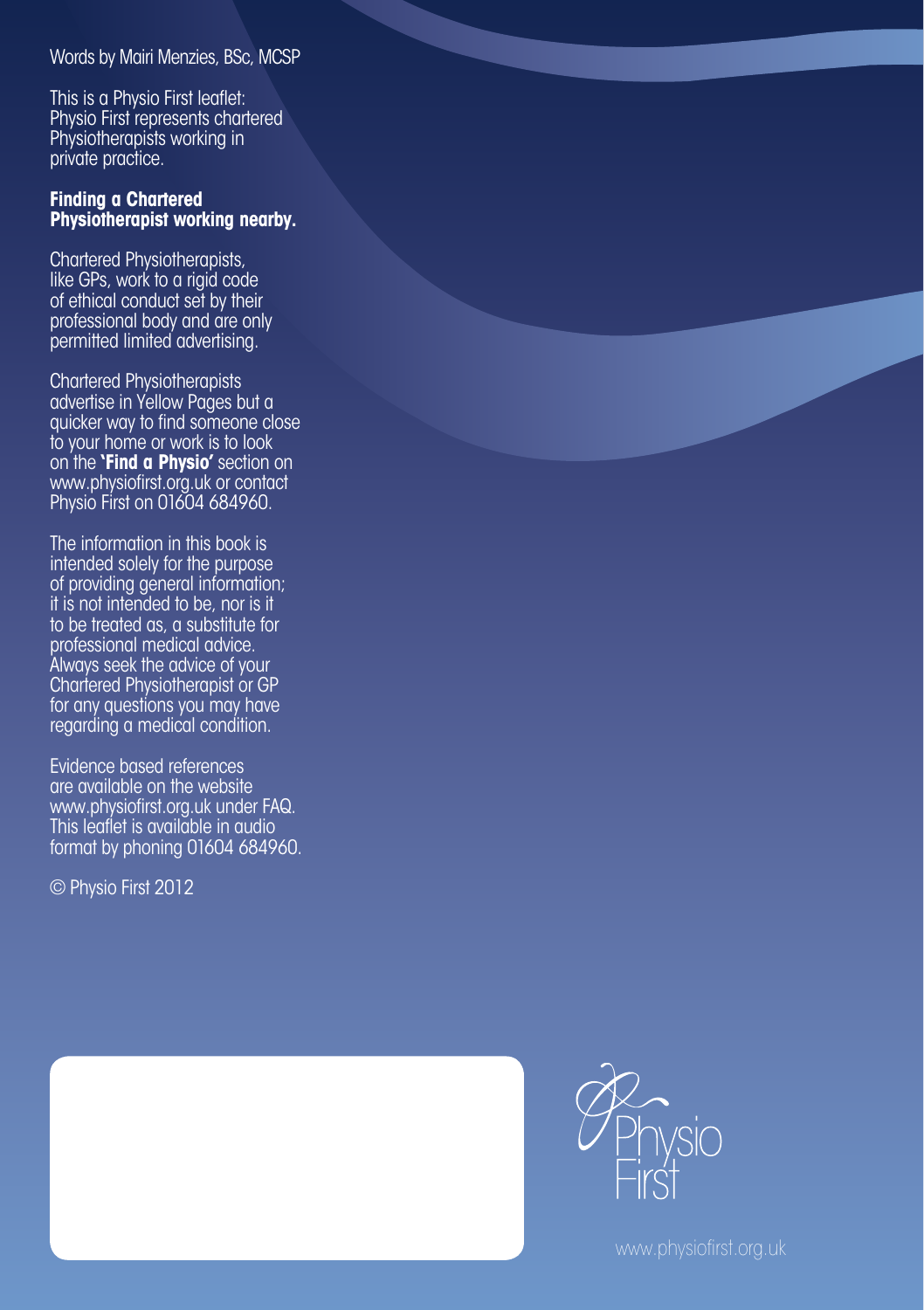Words by Mairi Menzies, BSc, MCSP

This is a Physio First leaflet: Physio First represents chartered Physiotherapists working in private practice.

**Finding a Chartered Physiotherapist working nearby.**

Chartered Physiotherapists, like GPs, work to a rigid code of ethical conduct set by their professional body and are only permitted limited advertising.

Chartered Physiotherapists advertise in Yellow Pages but a quicker way to find someone close to your home or work is to look on the **'Find a Physio'** section on www.physiofirst.org.uk or contact Physio First on 01604 684960.

The information in this book is intended solely for the purpose of providing general information; it is not intended to be, nor is it to be treated as, a substitute for professional medical advice. Always seek the advice of your Chartered Physiotherapist or GP for any questions you may have regarding a medical condition.

Evidence based references are available on the website www.physiofirst.org.uk under FAQ. This leaflet is available in audio format by phoning 01604 684960.

© Physio First 2012

Physio First

www.physiofirst.org.uk